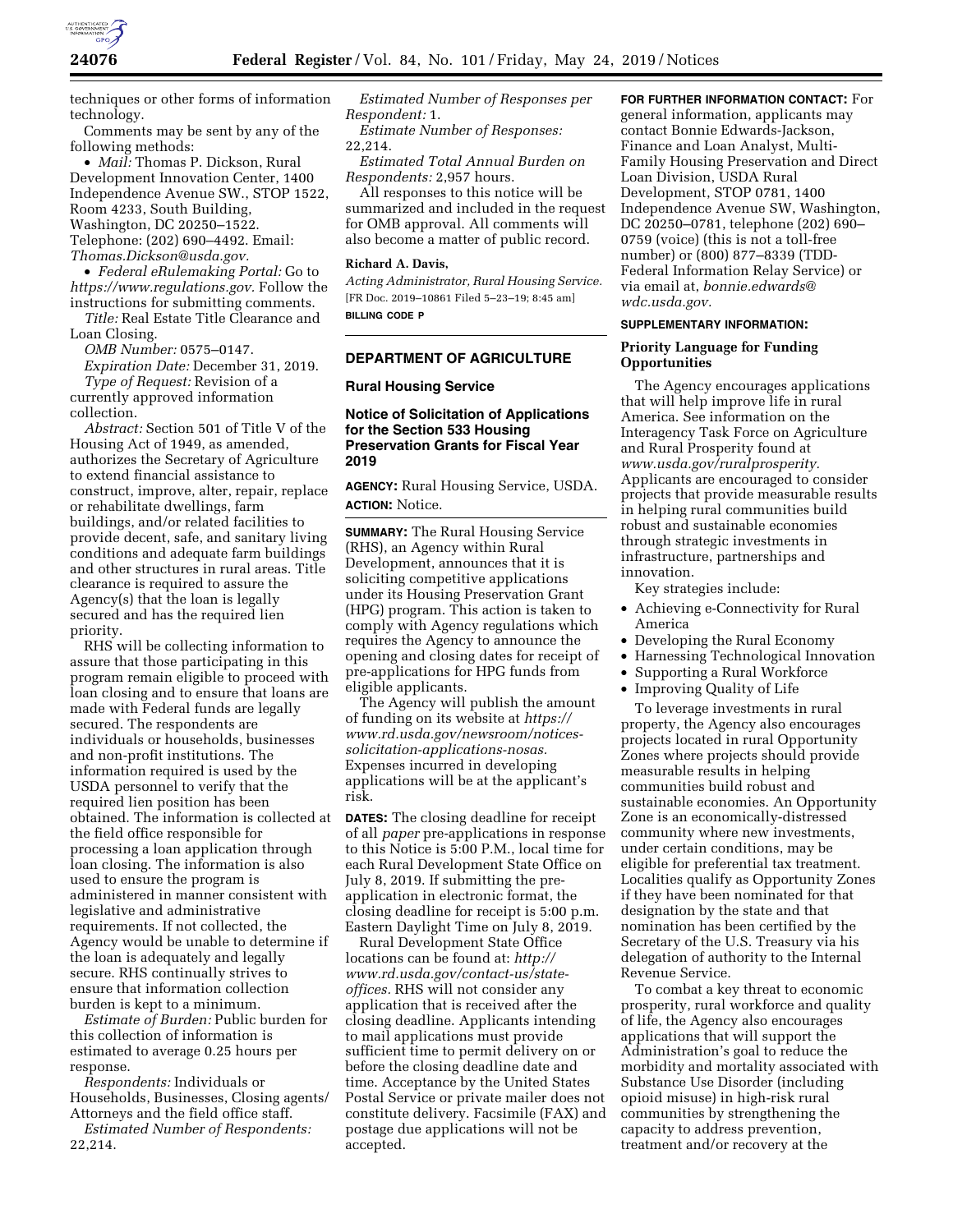techniques or other forms of information technology.

Comments may be sent by any of the following methods:

- *Mail:* Thomas P. Dickson, Rural Development Innovation Center, 1400 Independence Avenue SW., STOP 1522, Room 4233, South Building, Washington, DC 20250–1522. Telephone: (202) 690–4492. Email: *Thomas.Dickson@usda.gov.*
- *Federal eRulemaking Portal:* Go to *https://www.regulations.gov.* Follow the instructions for submitting comments.

*Title:* Real Estate Title Clearance and Loan Closing.

*OMB Number:* 0575–0147.

*Expiration Date:* December 31, 2019.

*Type of Request:* Revision of a currently approved information collection.

*Abstract:* Section 501 of Title V of the Housing Act of 1949, as amended, authorizes the Secretary of Agriculture to extend financial assistance to construct, improve, alter, repair, replace or rehabilitate dwellings, farm buildings, and/or related facilities to provide decent, safe, and sanitary living conditions and adequate farm buildings and other structures in rural areas. Title clearance is required to assure the Agency(s) that the loan is legally secured and has the required lien priority.

RHS will be collecting information to assure that those participating in this program remain eligible to proceed with loan closing and to ensure that loans are made with Federal funds are legally secured. The respondents are individuals or households, businesses and non-profit institutions. The information required is used by the USDA personnel to verify that the required lien position has been obtained. The information is collected at the field office responsible for processing a loan application through loan closing. The information is also used to ensure the program is administered in manner consistent with legislative and administrative requirements. If not collected, the Agency would be unable to determine if the loan is adequately and legally secure. RHS continually strives to ensure that information collection burden is kept to a minimum.

*Estimate of Burden:* Public burden for this collection of information is estimated to average 0.25 hours per response.

*Respondents:* Individuals or Households, Businesses, Closing agents/Attorneys and the field office staff.

*Estimated Number of Respondents:* 22,214.

*Estimated Number of Responses per Respondent:* 1.

*Estimate Number of Responses:* 22,214.

*Estimated Total Annual Burden on Respondents:* 2,957 hours.

All responses to this notice will be summarized and included in the request for OMB approval. All comments will also become a matter of public record.

**Richard A. Davis,**

*Acting Administrator, Rural Housing Service.*

[FR Doc. 2019–10861 Filed 5–23–19; 8:45 am]

**BILLING CODE P**

---

## DEPARTMENT OF AGRICULTURE

### Rural Housing Service

### Notice of Solicitation of Applications for the Section 533 Housing Preservation Grants for Fiscal Year 2019

**AGENCY:** Rural Housing Service, USDA.

**ACTION:** Notice.

**SUMMARY:** The Rural Housing Service (RHS), an Agency within Rural Development, announces that it is soliciting competitive applications under its Housing Preservation Grant (HPG) program. This action is taken to comply with Agency regulations which requires the Agency to announce the opening and closing dates for receipt of pre-applications for HPG funds from eligible applicants.

The Agency will publish the amount of funding on its website at *https://www.rd.usda.gov/newsroom/notices-solicitation-applications-nosas.* Expenses incurred in developing applications will be at the applicant's risk.

**DATES:** The closing deadline for receipt of all *paper* pre-applications in response to this Notice is 5:00 P.M., local time for each Rural Development State Office on July 8, 2019. If submitting the pre-application in electronic format, the closing deadline for receipt is 5:00 p.m. Eastern Daylight Time on July 8, 2019.

Rural Development State Office locations can be found at: *http://www.rd.usda.gov/contact-us/state-offices.* RHS will not consider any application that is received after the closing deadline. Applicants intending to mail applications must provide sufficient time to permit delivery on or before the closing deadline date and time. Acceptance by the United States Postal Service or private mailer does not constitute delivery. Facsimile (FAX) and postage due applications will not be accepted.

**FOR FURTHER INFORMATION CONTACT:** For general information, applicants may contact Bonnie Edwards-Jackson, Finance and Loan Analyst, Multi-Family Housing Preservation and Direct Loan Division, USDA Rural Development, STOP 0781, 1400 Independence Avenue SW, Washington, DC 20250–0781, telephone (202) 690–0759 (voice) (this is not a toll-free number) or (800) 877–8339 (TDD-Federal Information Relay Service) or via email at, *bonnie.edwards@wdc.usda.gov.*

**SUPPLEMENTARY INFORMATION:**

**Priority Language for Funding Opportunities**

The Agency encourages applications that will help improve life in rural America. See information on the Interagency Task Force on Agriculture and Rural Prosperity found at *www.usda.gov/ruralprosperity.* Applicants are encouraged to consider projects that provide measurable results in helping rural communities build robust and sustainable economies through strategic investments in infrastructure, partnerships and innovation.

Key strategies include:

- Achieving e-Connectivity for Rural America
- Developing the Rural Economy
- Harnessing Technological Innovation
- Supporting a Rural Workforce
- Improving Quality of Life

To leverage investments in rural property, the Agency also encourages projects located in rural Opportunity Zones where projects should provide measurable results in helping communities build robust and sustainable economies. An Opportunity Zone is an economically-distressed community where new investments, under certain conditions, may be eligible for preferential tax treatment. Localities qualify as Opportunity Zones if they have been nominated for that designation by the state and that nomination has been certified by the Secretary of the U.S. Treasury via his delegation of authority to the Internal Revenue Service.

To combat a key threat to economic prosperity, rural workforce and quality of life, the Agency also encourages applications that will support the Administration's goal to reduce the morbidity and mortality associated with Substance Use Disorder (including opioid misuse) in high-risk rural communities by strengthening the capacity to address prevention, treatment and/or recovery at the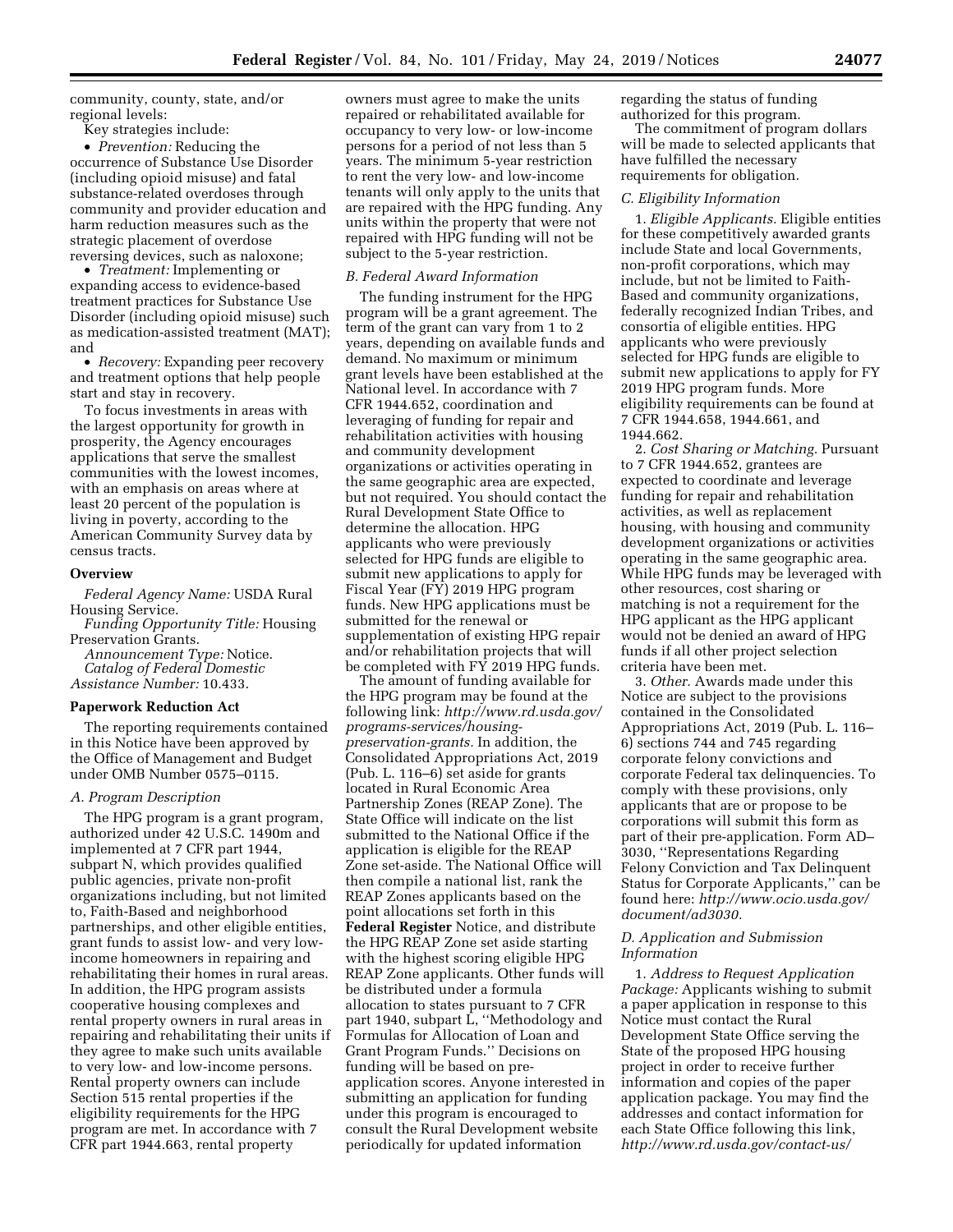community, county, state, and/or regional levels:

Key strategies include:

- *Prevention:* Reducing the occurrence of Substance Use Disorder (including opioid misuse) and fatal substance-related overdoses through community and provider education and harm reduction measures such as the strategic placement of overdose reversing devices, such as naloxone;
- *Treatment:* Implementing or expanding access to evidence-based treatment practices for Substance Use Disorder (including opioid misuse) such as medication-assisted treatment (MAT); and
- *Recovery:* Expanding peer recovery and treatment options that help people start and stay in recovery.

To focus investments in areas with the largest opportunity for growth in prosperity, the Agency encourages applications that serve the smallest communities with the lowest incomes, with an emphasis on areas where at least 20 percent of the population is living in poverty, according to the American Community Survey data by census tracts.

## Overview

*Federal Agency Name:* USDA Rural Housing Service.

*Funding Opportunity Title:* Housing Preservation Grants.

*Announcement Type:* Notice.

*Catalog of Federal Domestic Assistance Number:* 10.433.

## Paperwork Reduction Act

The reporting requirements contained in this Notice have been approved by the Office of Management and Budget under OMB Number 0575–0115.

### A. Program Description

The HPG program is a grant program, authorized under 42 U.S.C. 1490m and implemented at 7 CFR part 1944, subpart N, which provides qualified public agencies, private non-profit organizations including, but not limited to, Faith-Based and neighborhood partnerships, and other eligible entities, grant funds to assist low- and very low-income homeowners in repairing and rehabilitating their homes in rural areas. In addition, the HPG program assists cooperative housing complexes and rental property owners in rural areas in repairing and rehabilitating their units if they agree to make such units available to very low- and low-income persons. Rental property owners can include Section 515 rental properties if the eligibility requirements for the HPG program are met. In accordance with 7 CFR part 1944.663, rental property owners must agree to make the units repaired or rehabilitated available for occupancy to very low- or low-income persons for a period of not less than 5 years. The minimum 5-year restriction to rent the very low- and low-income tenants will only apply to the units that are repaired with the HPG funding. Any units within the property that were not repaired with HPG funding will not be subject to the 5-year restriction.

### B. Federal Award Information

The funding instrument for the HPG program will be a grant agreement. The term of the grant can vary from 1 to 2 years, depending on available funds and demand. No maximum or minimum grant levels have been established at the National level. In accordance with 7 CFR 1944.652, coordination and leveraging of funding for repair and rehabilitation activities with housing and community development organizations or activities operating in the same geographic area are expected, but not required. You should contact the Rural Development State Office to determine the allocation. HPG applicants who were previously selected for HPG funds are eligible to submit new applications to apply for Fiscal Year (FY) 2019 HPG program funds. New HPG applications must be submitted for the renewal or supplementation of existing HPG repair and/or rehabilitation projects that will be completed with FY 2019 HPG funds.

The amount of funding available for the HPG program may be found at the following link: *http://www.rd.usda.gov/programs-services/housing-preservation-grants.* In addition, the Consolidated Appropriations Act, 2019 (Pub. L. 116–6) set aside for grants located in Rural Economic Area Partnership Zones (REAP Zone). The State Office will indicate on the list submitted to the National Office if the application is eligible for the REAP Zone set-aside. The National Office will then compile a national list, rank the REAP Zones applicants based on the point allocations set forth in this **Federal Register** Notice, and distribute the HPG REAP Zone set aside starting with the highest scoring eligible HPG REAP Zone applicants. Other funds will be distributed under a formula allocation to states pursuant to 7 CFR part 1940, subpart L, ''Methodology and Formulas for Allocation of Loan and Grant Program Funds.'' Decisions on funding will be based on pre-application scores. Anyone interested in submitting an application for funding under this program is encouraged to consult the Rural Development website periodically for updated information regarding the status of funding authorized for this program.

The commitment of program dollars will be made to selected applicants that have fulfilled the necessary requirements for obligation.

### C. Eligibility Information

1. *Eligible Applicants.* Eligible entities for these competitively awarded grants include State and local Governments, non-profit corporations, which may include, but not be limited to Faith-Based and community organizations, federally recognized Indian Tribes, and consortia of eligible entities. HPG applicants who were previously selected for HPG funds are eligible to submit new applications to apply for FY 2019 HPG program funds. More eligibility requirements can be found at 7 CFR 1944.658, 1944.661, and 1944.662.

2. *Cost Sharing or Matching.* Pursuant to 7 CFR 1944.652, grantees are expected to coordinate and leverage funding for repair and rehabilitation activities, as well as replacement housing, with housing and community development organizations or activities operating in the same geographic area. While HPG funds may be leveraged with other resources, cost sharing or matching is not a requirement for the HPG applicant as the HPG applicant would not be denied an award of HPG funds if all other project selection criteria have been met.

3. *Other.* Awards made under this Notice are subject to the provisions contained in the Consolidated Appropriations Act, 2019 (Pub. L. 116–6) sections 744 and 745 regarding corporate felony convictions and corporate Federal tax delinquencies. To comply with these provisions, only applicants that are or propose to be corporations will submit this form as part of their pre-application. Form AD–3030, ''Representations Regarding Felony Conviction and Tax Delinquent Status for Corporate Applicants,'' can be found here: *http://www.ocio.usda.gov/document/ad3030.*

### D. Application and Submission Information

1. *Address to Request Application Package:* Applicants wishing to submit a paper application in response to this Notice must contact the Rural Development State Office serving the State of the proposed HPG housing project in order to receive further information and copies of the paper application package. You may find the addresses and contact information for each State Office following this link, *http://www.rd.usda.gov/contact-us/*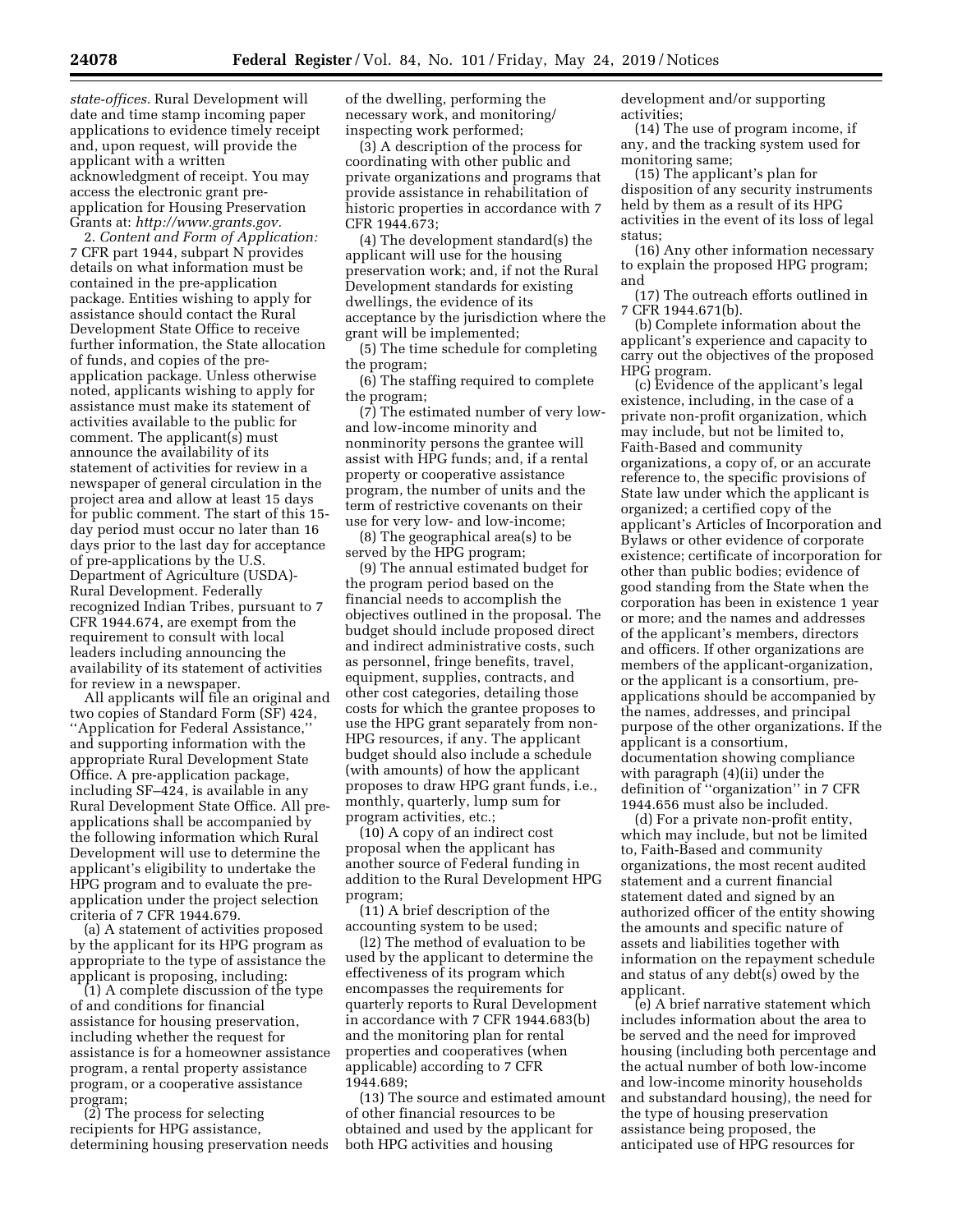*state-offices.* Rural Development will date and time stamp incoming paper applications to evidence timely receipt and, upon request, will provide the applicant with a written acknowledgment of receipt. You may access the electronic grant pre-application for Housing Preservation Grants at: *http://www.grants.gov.*

2. *Content and Form of Application:* 7 CFR part 1944, subpart N provides details on what information must be contained in the pre-application package. Entities wishing to apply for assistance should contact the Rural Development State Office to receive further information, the State allocation of funds, and copies of the pre-application package. Unless otherwise noted, applicants wishing to apply for assistance must make its statement of activities available to the public for comment. The applicant(s) must announce the availability of its statement of activities for review in a newspaper of general circulation in the project area and allow at least 15 days for public comment. The start of this 15-day period must occur no later than 16 days prior to the last day for acceptance of pre-applications by the U.S. Department of Agriculture (USDA)-Rural Development. Federally recognized Indian Tribes, pursuant to 7 CFR 1944.674, are exempt from the requirement to consult with local leaders including announcing the availability of its statement of activities for review in a newspaper.

All applicants will file an original and two copies of Standard Form (SF) 424, ''Application for Federal Assistance,'' and supporting information with the appropriate Rural Development State Office. A pre-application package, including SF–424, is available in any Rural Development State Office. All pre-applications shall be accompanied by the following information which Rural Development will use to determine the applicant's eligibility to undertake the HPG program and to evaluate the pre-application under the project selection criteria of 7 CFR 1944.679.

(a) A statement of activities proposed by the applicant for its HPG program as appropriate to the type of assistance the applicant is proposing, including:

(1) A complete discussion of the type of and conditions for financial assistance for housing preservation, including whether the request for assistance is for a homeowner assistance program, a rental property assistance program, or a cooperative assistance program;

(2) The process for selecting recipients for HPG assistance, determining housing preservation needs of the dwelling, performing the necessary work, and monitoring/inspecting work performed;

(3) A description of the process for coordinating with other public and private organizations and programs that provide assistance in rehabilitation of historic properties in accordance with 7 CFR 1944.673;

(4) The development standard(s) the applicant will use for the housing preservation work; and, if not the Rural Development standards for existing dwellings, the evidence of its acceptance by the jurisdiction where the grant will be implemented;

(5) The time schedule for completing the program;

(6) The staffing required to complete the program;

(7) The estimated number of very low- and low-income minority and nonminority persons the grantee will assist with HPG funds; and, if a rental property or cooperative assistance program, the number of units and the term of restrictive covenants on their use for very low- and low-income;

(8) The geographical area(s) to be served by the HPG program;

(9) The annual estimated budget for the program period based on the financial needs to accomplish the objectives outlined in the proposal. The budget should include proposed direct and indirect administrative costs, such as personnel, fringe benefits, travel, equipment, supplies, contracts, and other cost categories, detailing those costs for which the grantee proposes to use the HPG grant separately from non-HPG resources, if any. The applicant budget should also include a schedule (with amounts) of how the applicant proposes to draw HPG grant funds, i.e., monthly, quarterly, lump sum for program activities, etc.;

(10) A copy of an indirect cost proposal when the applicant has another source of Federal funding in addition to the Rural Development HPG program;

(11) A brief description of the accounting system to be used;

(l2) The method of evaluation to be used by the applicant to determine the effectiveness of its program which encompasses the requirements for quarterly reports to Rural Development in accordance with 7 CFR 1944.683(b) and the monitoring plan for rental properties and cooperatives (when applicable) according to 7 CFR 1944.689;

(13) The source and estimated amount of other financial resources to be obtained and used by the applicant for both HPG activities and housing development and/or supporting activities;

(14) The use of program income, if any, and the tracking system used for monitoring same;

(15) The applicant's plan for disposition of any security instruments held by them as a result of its HPG activities in the event of its loss of legal status;

(16) Any other information necessary to explain the proposed HPG program; and

(17) The outreach efforts outlined in 7 CFR 1944.671(b).

(b) Complete information about the applicant's experience and capacity to carry out the objectives of the proposed HPG program.

(c) Evidence of the applicant's legal existence, including, in the case of a private non-profit organization, which may include, but not be limited to, Faith-Based and community organizations, a copy of, or an accurate reference to, the specific provisions of State law under which the applicant is organized; a certified copy of the applicant's Articles of Incorporation and Bylaws or other evidence of corporate existence; certificate of incorporation for other than public bodies; evidence of good standing from the State when the corporation has been in existence 1 year or more; and the names and addresses of the applicant's members, directors and officers. If other organizations are members of the applicant-organization, or the applicant is a consortium, pre-applications should be accompanied by the names, addresses, and principal purpose of the other organizations. If the applicant is a consortium, documentation showing compliance with paragraph (4)(ii) under the definition of ''organization'' in 7 CFR 1944.656 must also be included.

(d) For a private non-profit entity, which may include, but not be limited to, Faith-Based and community organizations, the most recent audited statement and a current financial statement dated and signed by an authorized officer of the entity showing the amounts and specific nature of assets and liabilities together with information on the repayment schedule and status of any debt(s) owed by the applicant.

(e) A brief narrative statement which includes information about the area to be served and the need for improved housing (including both percentage and the actual number of both low-income and low-income minority households and substandard housing), the need for the type of housing preservation assistance being proposed, the anticipated use of HPG resources for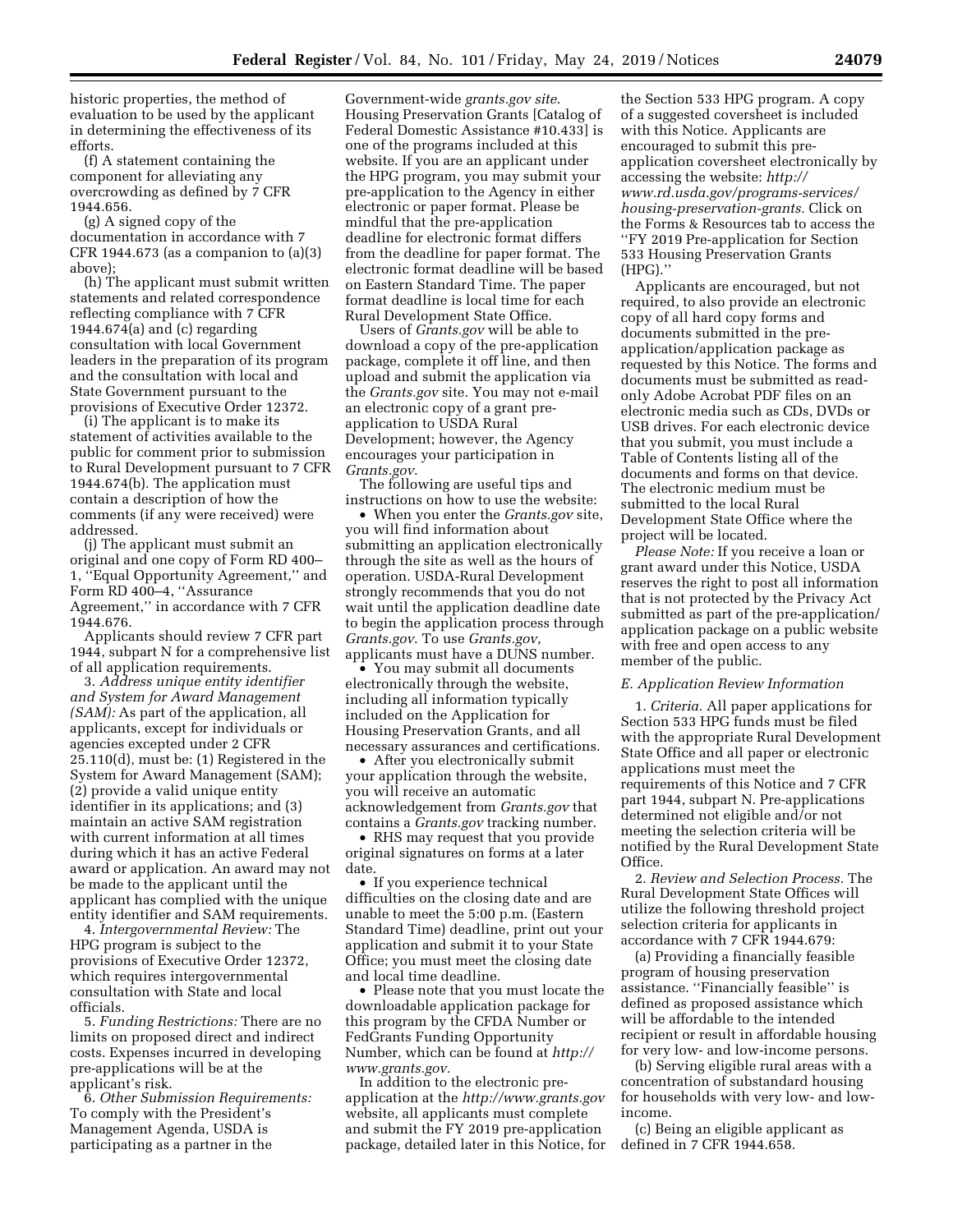historic properties, the method of evaluation to be used by the applicant in determining the effectiveness of its efforts.

(f) A statement containing the component for alleviating any overcrowding as defined by 7 CFR 1944.656.

(g) A signed copy of the documentation in accordance with 7 CFR 1944.673 (as a companion to (a)(3) above);

(h) The applicant must submit written statements and related correspondence reflecting compliance with 7 CFR 1944.674(a) and (c) regarding consultation with local Government leaders in the preparation of its program and the consultation with local and State Government pursuant to the provisions of Executive Order 12372.

(i) The applicant is to make its statement of activities available to the public for comment prior to submission to Rural Development pursuant to 7 CFR 1944.674(b). The application must contain a description of how the comments (if any were received) were addressed.

(j) The applicant must submit an original and one copy of Form RD 400–1, ''Equal Opportunity Agreement,'' and Form RD 400–4, ''Assurance Agreement,'' in accordance with 7 CFR 1944.676.

Applicants should review 7 CFR part 1944, subpart N for a comprehensive list of all application requirements.

3. *Address unique entity identifier and System for Award Management (SAM):* As part of the application, all applicants, except for individuals or agencies excepted under 2 CFR 25.110(d), must be: (1) Registered in the System for Award Management (SAM); (2) provide a valid unique entity identifier in its applications; and (3) maintain an active SAM registration with current information at all times during which it has an active Federal award or application. An award may not be made to the applicant until the applicant has complied with the unique entity identifier and SAM requirements.

4. *Intergovernmental Review:* The HPG program is subject to the provisions of Executive Order 12372, which requires intergovernmental consultation with State and local officials.

5. *Funding Restrictions:* There are no limits on proposed direct and indirect costs. Expenses incurred in developing pre-applications will be at the applicant's risk.

6. *Other Submission Requirements:* To comply with the President's Management Agenda, USDA is participating as a partner in the Government-wide *grants.gov site.* Housing Preservation Grants [Catalog of Federal Domestic Assistance #10.433] is one of the programs included at this website. If you are an applicant under the HPG program, you may submit your pre-application to the Agency in either electronic or paper format. Please be mindful that the pre-application deadline for electronic format differs from the deadline for paper format. The electronic format deadline will be based on Eastern Standard Time. The paper format deadline is local time for each Rural Development State Office.

Users of *Grants.gov* will be able to download a copy of the pre-application package, complete it off line, and then upload and submit the application via the *Grants.gov* site. You may not e-mail an electronic copy of a grant pre-application to USDA Rural Development; however, the Agency encourages your participation in *Grants.gov*.

The following are useful tips and instructions on how to use the website:

- When you enter the *Grants.gov* site, you will find information about submitting an application electronically through the site as well as the hours of operation. USDA-Rural Development strongly recommends that you do not wait until the application deadline date to begin the application process through *Grants.gov*. To use *Grants.gov*, applicants must have a DUNS number.
- You may submit all documents electronically through the website, including all information typically included on the Application for Housing Preservation Grants, and all necessary assurances and certifications.
- After you electronically submit your application through the website, you will receive an automatic acknowledgement from *Grants.gov* that contains a *Grants.gov* tracking number.
- RHS may request that you provide original signatures on forms at a later date.
- If you experience technical difficulties on the closing date and are unable to meet the 5:00 p.m. (Eastern Standard Time) deadline, print out your application and submit it to your State Office; you must meet the closing date and local time deadline.
- Please note that you must locate the downloadable application package for this program by the CFDA Number or FedGrants Funding Opportunity Number, which can be found at *http://www.grants.gov.*

In addition to the electronic pre-application at the *http://www.grants.gov* website, all applicants must complete and submit the FY 2019 pre-application package, detailed later in this Notice, for the Section 533 HPG program. A copy of a suggested coversheet is included with this Notice. Applicants are encouraged to submit this pre-application coversheet electronically by accessing the website: *http://www.rd.usda.gov/programs-services/housing-preservation-grants.* Click on the Forms & Resources tab to access the ''FY 2019 Pre-application for Section 533 Housing Preservation Grants (HPG).''

Applicants are encouraged, but not required, to also provide an electronic copy of all hard copy forms and documents submitted in the pre-application/application package as requested by this Notice. The forms and documents must be submitted as read-only Adobe Acrobat PDF files on an electronic media such as CDs, DVDs or USB drives. For each electronic device that you submit, you must include a Table of Contents listing all of the documents and forms on that device. The electronic medium must be submitted to the local Rural Development State Office where the project will be located.

*Please Note:* If you receive a loan or grant award under this Notice, USDA reserves the right to post all information that is not protected by the Privacy Act submitted as part of the pre-application/application package on a public website with free and open access to any member of the public.

### *E. Application Review Information*

1. *Criteria.* All paper applications for Section 533 HPG funds must be filed with the appropriate Rural Development State Office and all paper or electronic applications must meet the requirements of this Notice and 7 CFR part 1944, subpart N. Pre-applications determined not eligible and/or not meeting the selection criteria will be notified by the Rural Development State Office.

2. *Review and Selection Process.* The Rural Development State Offices will utilize the following threshold project selection criteria for applicants in accordance with 7 CFR 1944.679:

(a) Providing a financially feasible program of housing preservation assistance. ''Financially feasible'' is defined as proposed assistance which will be affordable to the intended recipient or result in affordable housing for very low- and low-income persons.

(b) Serving eligible rural areas with a concentration of substandard housing for households with very low- and low-income.

(c) Being an eligible applicant as defined in 7 CFR 1944.658.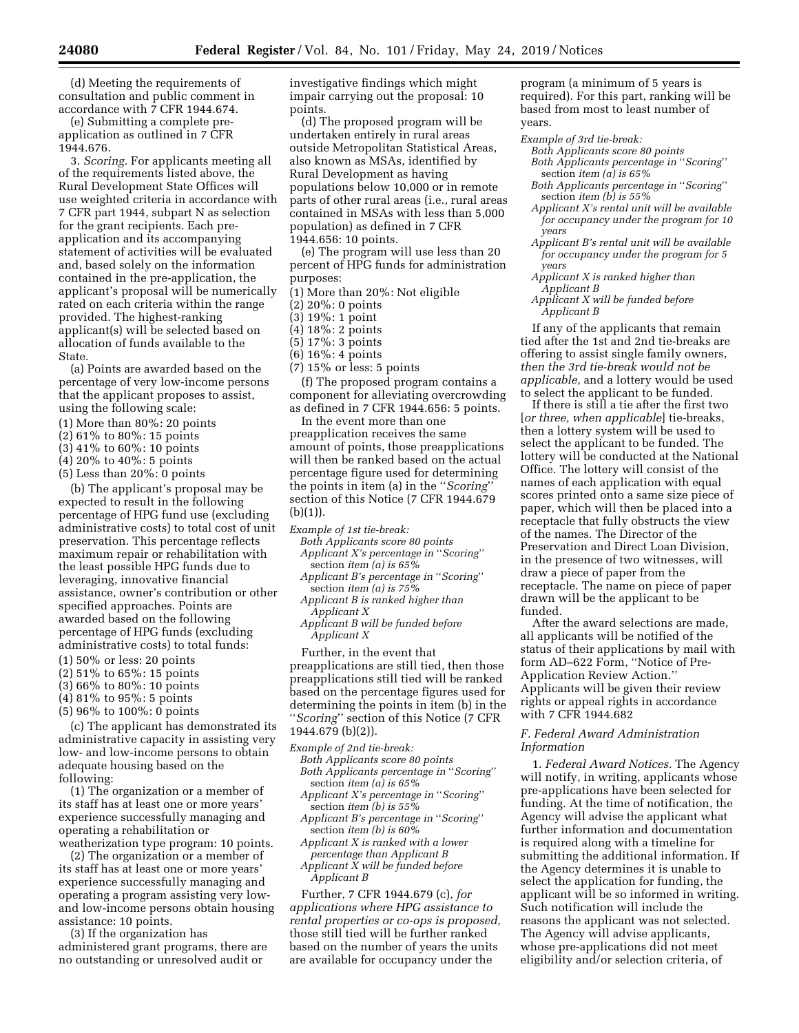(d) Meeting the requirements of consultation and public comment in accordance with 7 CFR 1944.674.

(e) Submitting a complete pre-application as outlined in 7 CFR 1944.676.

3. *Scoring.* For applicants meeting all of the requirements listed above, the Rural Development State Offices will use weighted criteria in accordance with 7 CFR part 1944, subpart N as selection for the grant recipients. Each pre-application and its accompanying statement of activities will be evaluated and, based solely on the information contained in the pre-application, the applicant's proposal will be numerically rated on each criteria within the range provided. The highest-ranking applicant(s) will be selected based on allocation of funds available to the State.

(a) Points are awarded based on the percentage of very low-income persons that the applicant proposes to assist, using the following scale:

(1) More than 80%: 20 points
(2) 61% to 80%: 15 points
(3) 41% to 60%: 10 points
(4) 20% to 40%: 5 points
(5) Less than 20%: 0 points

(b) The applicant's proposal may be expected to result in the following percentage of HPG fund use (excluding administrative costs) to total cost of unit preservation. This percentage reflects maximum repair or rehabilitation with the least possible HPG funds due to leveraging, innovative financial assistance, owner's contribution or other specified approaches. Points are awarded based on the following percentage of HPG funds (excluding administrative costs) to total funds:

(1) 50% or less: 20 points
(2) 51% to 65%: 15 points
(3) 66% to 80%: 10 points
(4) 81% to 95%: 5 points
(5) 96% to 100%: 0 points

(c) The applicant has demonstrated its administrative capacity in assisting very low- and low-income persons to obtain adequate housing based on the following:

(1) The organization or a member of its staff has at least one or more years' experience successfully managing and operating a rehabilitation or weatherization type program: 10 points.

(2) The organization or a member of its staff has at least one or more years' experience successfully managing and operating a program assisting very low- and low-income persons obtain housing assistance: 10 points.

(3) If the organization has administered grant programs, there are no outstanding or unresolved audit or investigative findings which might impair carrying out the proposal: 10 points.

(d) The proposed program will be undertaken entirely in rural areas outside Metropolitan Statistical Areas, also known as MSAs, identified by Rural Development as having populations below 10,000 or in remote parts of other rural areas (i.e., rural areas contained in MSAs with less than 5,000 population) as defined in 7 CFR 1944.656: 10 points.

(e) The program will use less than 20 percent of HPG funds for administration purposes:

(1) More than 20%: Not eligible
(2) 20%: 0 points
(3) 19%: 1 point
(4) 18%: 2 points
(5) 17%: 3 points
(6) 16%: 4 points
(7) 15% or less: 5 points

(f) The proposed program contains a component for alleviating overcrowding as defined in 7 CFR 1944.656: 5 points.

In the event more than one preapplication receives the same amount of points, those preapplications will then be ranked based on the actual percentage figure used for determining the points in item (a) in the "*Scoring*" section of this Notice (7 CFR 1944.679 (b)(1)).

*Example of 1st tie-break:*
*Both Applicants score 80 points*
*Applicant X's percentage in "Scoring" section item (a) is 65%*
*Applicant B's percentage in "Scoring" section item (a) is 75%*
*Applicant B is ranked higher than Applicant X*
*Applicant B will be funded before Applicant X*

Further, in the event that preapplications are still tied, then those preapplications still tied will be ranked based on the percentage figures used for determining the points in item (b) in the "*Scoring*" section of this Notice (7 CFR 1944.679 (b)(2)).

*Example of 2nd tie-break:*
*Both Applicants score 80 points*
*Both Applicants percentage in "Scoring" section item (a) is 65%*
*Applicant X's percentage in "Scoring" section item (b) is 55%*
*Applicant B's percentage in "Scoring" section item (b) is 60%*
*Applicant X is ranked with a lower percentage than Applicant B*
*Applicant X will be funded before Applicant B*

Further, 7 CFR 1944.679 (c), *for applications where HPG assistance to rental properties or co-ops is proposed,* those still tied will be further ranked based on the number of years the units are available for occupancy under the program (a minimum of 5 years is required). For this part, ranking will be based from most to least number of years.

*Example of 3rd tie-break:*
*Both Applicants score 80 points*
*Both Applicants percentage in "Scoring" section item (a) is 65%*
*Both Applicants percentage in "Scoring" section item (b) is 55%*
*Applicant X's rental unit will be available for occupancy under the program for 10 years*
*Applicant B's rental unit will be available for occupancy under the program for 5 years*
*Applicant X is ranked higher than Applicant B*
*Applicant X will be funded before Applicant B*

If any of the applicants that remain tied after the 1st and 2nd tie-breaks are offering to assist single family owners, *then the 3rd tie-break would not be applicable,* and a lottery would be used to select the applicant to be funded.

If there is still a tie after the first two [*or three, when applicable*] tie-breaks, then a lottery system will be used to select the applicant to be funded. The lottery will be conducted at the National Office. The lottery will consist of the names of each application with equal scores printed onto a same size piece of paper, which will then be placed into a receptacle that fully obstructs the view of the names. The Director of the Preservation and Direct Loan Division, in the presence of two witnesses, will draw a piece of paper from the receptacle. The name on piece of paper drawn will be the applicant to be funded.

After the award selections are made, all applicants will be notified of the status of their applications by mail with form AD–622 Form, "Notice of Pre-Application Review Action." Applicants will be given their review rights or appeal rights in accordance with 7 CFR 1944.682

### *F. Federal Award Administration Information*

1. *Federal Award Notices.* The Agency will notify, in writing, applicants whose pre-applications have been selected for funding. At the time of notification, the Agency will advise the applicant what further information and documentation is required along with a timeline for submitting the additional information. If the Agency determines it is unable to select the application for funding, the applicant will be so informed in writing. Such notification will include the reasons the applicant was not selected. The Agency will advise applicants, whose pre-applications did not meet eligibility and/or selection criteria, of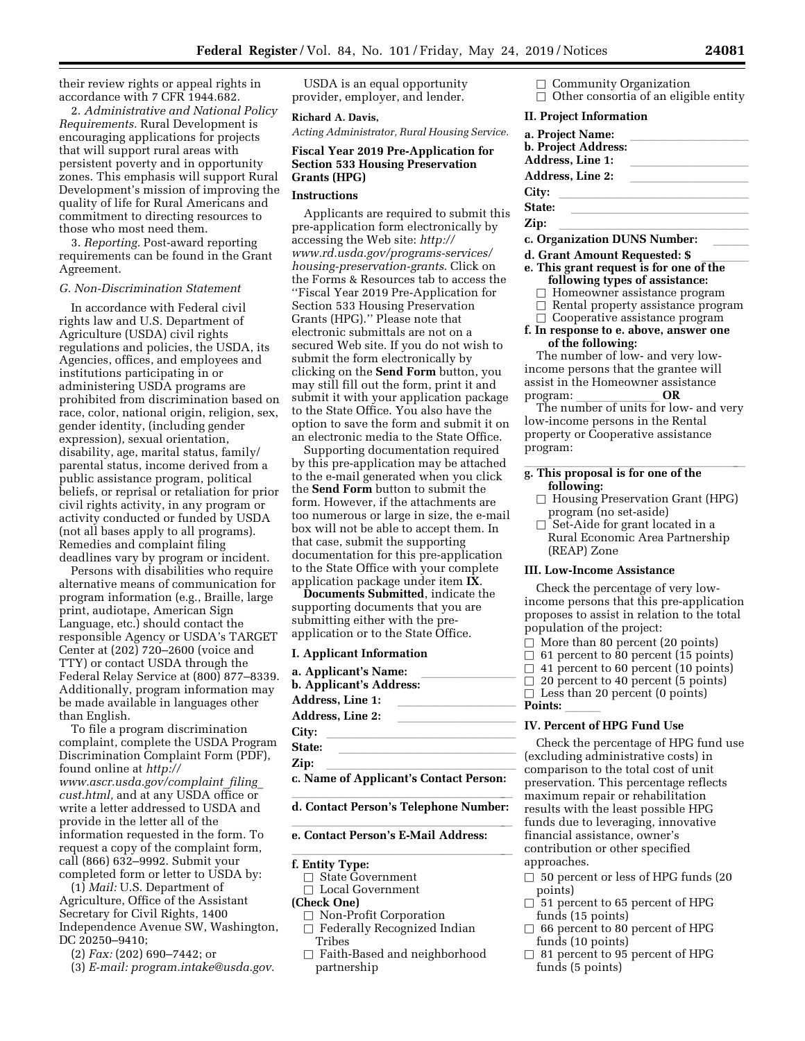their review rights or appeal rights in accordance with 7 CFR 1944.682.

2. *Administrative and National Policy Requirements.* Rural Development is encouraging applications for projects that will support rural areas with persistent poverty and in opportunity zones. This emphasis will support Rural Development's mission of improving the quality of life for Rural Americans and commitment to directing resources to those who most need them.

3. *Reporting.* Post-award reporting requirements can be found in the Grant Agreement.

*G. Non-Discrimination Statement*

In accordance with Federal civil rights law and U.S. Department of Agriculture (USDA) civil rights regulations and policies, the USDA, its Agencies, offices, and employees and institutions participating in or administering USDA programs are prohibited from discrimination based on race, color, national origin, religion, sex, gender identity, (including gender expression), sexual orientation, disability, age, marital status, family/parental status, income derived from a public assistance program, political beliefs, or reprisal or retaliation for prior civil rights activity, in any program or activity conducted or funded by USDA (not all bases apply to all programs). Remedies and complaint filing deadlines vary by program or incident.

Persons with disabilities who require alternative means of communication for program information (e.g., Braille, large print, audiotape, American Sign Language, etc.) should contact the responsible Agency or USDA's TARGET Center at (202) 720–2600 (voice and TTY) or contact USDA through the Federal Relay Service at (800) 877–8339. Additionally, program information may be made available in languages other than English.

To file a program discrimination complaint, complete the USDA Program Discrimination Complaint Form (PDF), found online at *http://www.ascr.usda.gov/complaint_filing_cust.html,* and at any USDA office or write a letter addressed to USDA and provide in the letter all of the information requested in the form. To request a copy of the complaint form, call (866) 632–9992. Submit your completed form or letter to USDA by:

(1) *Mail:* U.S. Department of Agriculture, Office of the Assistant Secretary for Civil Rights, 1400 Independence Avenue SW, Washington, DC 20250–9410;

(2) *Fax:* (202) 690–7442; or

(3) *E-mail: program.intake@usda.gov.*

USDA is an equal opportunity provider, employer, and lender.

**Richard A. Davis,**

*Acting Administrator, Rural Housing Service.*

**Fiscal Year 2019 Pre-Application for Section 533 Housing Preservation Grants (HPG)**

**Instructions**

Applicants are required to submit this pre-application form electronically by accessing the Web site: *http://www.rd.usda.gov/programs-services/housing-preservation-grants*. Click on the Forms & Resources tab to access the ''Fiscal Year 2019 Pre-Application for Section 533 Housing Preservation Grants (HPG).'' Please note that electronic submittals are not on a secured Web site. If you do not wish to submit the form electronically by clicking on the **Send Form** button, you may still fill out the form, print it and submit it with your application package to the State Office. You also have the option to save the form and submit it on an electronic media to the State Office.

Supporting documentation required by this pre-application may be attached to the e-mail generated when you click the **Send Form** button to submit the form. However, if the attachments are too numerous or large in size, the e-mail box will not be able to accept them. In that case, submit the supporting documentation for this pre-application to the State Office with your complete application package under item **IX**.

**Documents Submitted**, indicate the supporting documents that you are submitting either with the pre-application or to the State Office.

**I. Applicant Information**

**a. Applicant's Name:** \_\_\_\_\_\_\_\_\_\_
**b. Applicant's Address:**
**Address, Line 1:** \_\_\_\_\_\_\_\_\_\_
**Address, Line 2:** \_\_\_\_\_\_\_\_\_\_
**City:** \_\_\_\_\_\_\_\_\_\_
**State:** \_\_\_\_\_\_\_\_\_\_
**Zip:** \_\_\_\_\_\_\_\_\_\_
**c. Name of Applicant's Contact Person:**
\_\_\_\_\_\_\_\_\_\_
**d. Contact Person's Telephone Number:**
\_\_\_\_\_\_\_\_\_\_
**e. Contact Person's E-Mail Address:**
\_\_\_\_\_\_\_\_\_\_

**f. Entity Type:**

- ☐ State Government
- ☐ Local Government

**(Check One)**

- ☐ Non-Profit Corporation
- ☐ Federally Recognized Indian Tribes
- ☐ Faith-Based and neighborhood partnership
- ☐ Community Organization
- ☐ Other consortia of an eligible entity

**II. Project Information**

**a. Project Name:** \_\_\_\_\_\_\_\_\_\_
**b. Project Address:**
**Address, Line 1:** \_\_\_\_\_\_\_\_\_\_
**Address, Line 2:** \_\_\_\_\_\_\_\_\_\_
**City:** \_\_\_\_\_\_\_\_\_\_
**State:** \_\_\_\_\_\_\_\_\_\_
**Zip:** \_\_\_\_\_\_\_\_\_\_
**c. Organization DUNS Number:** \_\_\_\_\_
**d. Grant Amount Requested: $** \_\_\_\_\_

**e. This grant request is for one of the following types of assistance:**

- ☐ Homeowner assistance program
- ☐ Rental property assistance program
- ☐ Cooperative assistance program

**f. In response to e. above, answer one of the following:**

The number of low- and very low-income persons that the grantee will assist in the Homeowner assistance program: \_\_\_\_\_\_ **OR**

The number of units for low- and very low-income persons in the Rental property or Cooperative assistance program:

\_\_\_\_\_\_\_\_\_\_

**g. This proposal is for one of the following:**

- ☐ Housing Preservation Grant (HPG) program (no set-aside)
- ☐ Set-Aide for grant located in a Rural Economic Area Partnership (REAP) Zone

**III. Low-Income Assistance**

Check the percentage of very low-income persons that this pre-application proposes to assist in relation to the total population of the project:

- ☐ More than 80 percent (20 points)
- ☐ 61 percent to 80 percent (15 points)
- ☐ 41 percent to 60 percent (10 points)
- ☐ 20 percent to 40 percent (5 points)
- ☐ Less than 20 percent (0 points)

**Points:** \_\_\_\_\_

**IV. Percent of HPG Fund Use**

Check the percentage of HPG fund use (excluding administrative costs) in comparison to the total cost of unit preservation. This percentage reflects maximum repair or rehabilitation results with the least possible HPG funds due to leveraging, innovative financial assistance, owner's contribution or other specified approaches.

- ☐ 50 percent or less of HPG funds (20 points)
- ☐ 51 percent to 65 percent of HPG funds (15 points)
- ☐ 66 percent to 80 percent of HPG funds (10 points)
- ☐ 81 percent to 95 percent of HPG funds (5 points)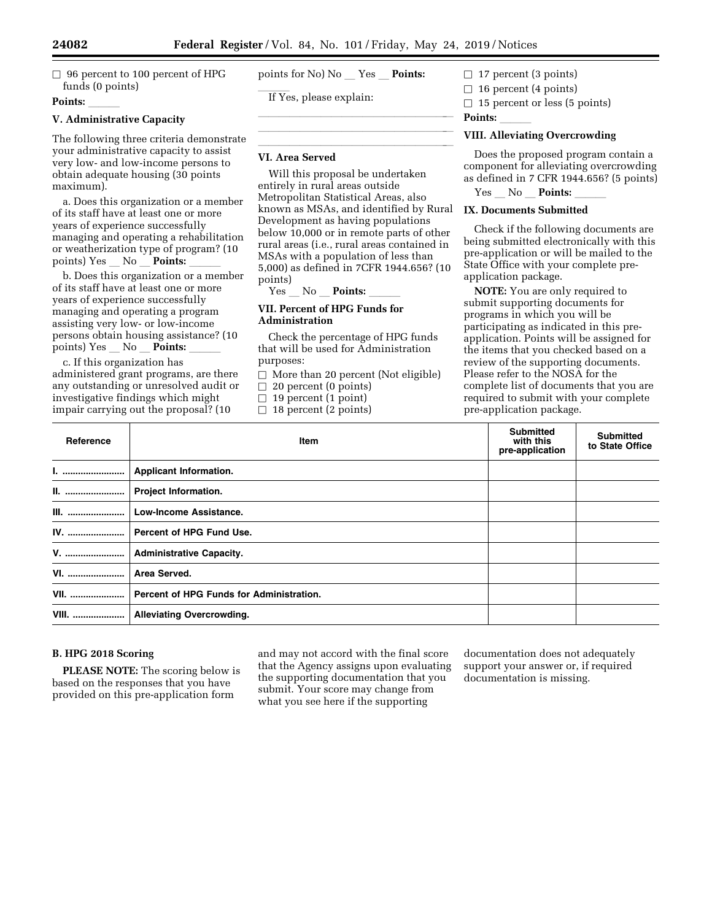☐ 96 percent to 100 percent of HPG funds (0 points)

**Points:** ______

### V. Administrative Capacity

The following three criteria demonstrate your administrative capacity to assist very low- and low-income persons to obtain adequate housing (30 points maximum).

a. Does this organization or a member of its staff have at least one or more years of experience successfully managing and operating a rehabilitation or weatherization type of program? (10 points) Yes __ No __ **Points:** ______

b. Does this organization or a member of its staff have at least one or more years of experience successfully managing and operating a program assisting very low- or low-income persons obtain housing assistance? (10 points) Yes __ No __ **Points:** ______

c. If this organization has administered grant programs, are there any outstanding or unresolved audit or investigative findings which might impair carrying out the proposal? (10 points for No) No __ Yes __ **Points:** ______

If Yes, please explain:

______________________________

______________________________

______________________________

### VI. Area Served

Will this proposal be undertaken entirely in rural areas outside Metropolitan Statistical Areas, also known as MSAs, and identified by Rural Development as having populations below 10,000 or in remote parts of other rural areas (i.e., rural areas contained in MSAs with a population of less than 5,000) as defined in 7CFR 1944.656? (10 points)

Yes __ No __ **Points:** ______

### VII. Percent of HPG Funds for Administration

Check the percentage of HPG funds that will be used for Administration purposes:

☐ More than 20 percent (Not eligible)
☐ 20 percent (0 points)
☐ 19 percent (1 point)
☐ 18 percent (2 points)
☐ 17 percent (3 points)
☐ 16 percent (4 points)
☐ 15 percent or less (5 points)

**Points:** ______

### VIII. Alleviating Overcrowding

Does the proposed program contain a component for alleviating overcrowding as defined in 7 CFR 1944.656? (5 points)

Yes __ No __ **Points:** ______

### IX. Documents Submitted

Check if the following documents are being submitted electronically with this pre-application or will be mailed to the State Office with your complete pre-application package.

**NOTE:** You are only required to submit supporting documents for programs in which you will be participating as indicated in this pre-application. Points will be assigned for the items that you checked based on a review of the supporting documents. Please refer to the NOSA for the complete list of documents that you are required to submit with your complete pre-application package.

| Reference | Item | Submitted with this pre-application | Submitted to State Office |
|---|---|---|---|
| I. | Applicant Information. | | |
| II. | Project Information. | | |
| III. | Low-Income Assistance. | | |
| IV. | Percent of HPG Fund Use. | | |
| V. | Administrative Capacity. | | |
| VI. | Area Served. | | |
| VII. | Percent of HPG Funds for Administration. | | |
| VIII. | Alleviating Overcrowding. | | |

### B. HPG 2018 Scoring

**PLEASE NOTE:** The scoring below is based on the responses that you have provided on this pre-application form and may not accord with the final score that the Agency assigns upon evaluating the supporting documentation that you submit. Your score may change from what you see here if the supporting documentation does not adequately support your answer or, if required documentation is missing.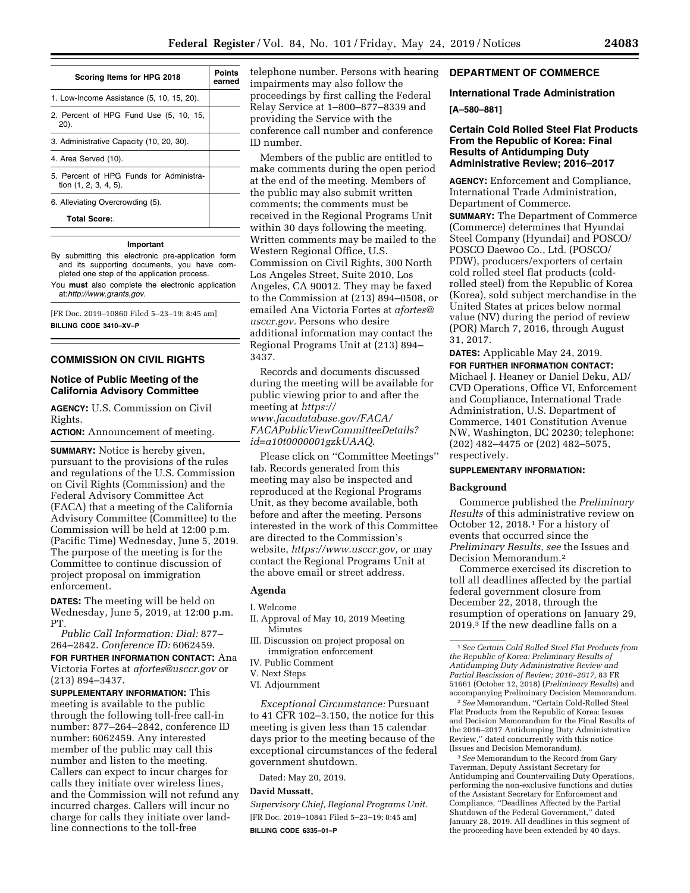| Scoring Items for HPG 2018 | Points earned |
|---|---|
| 1. Low-Income Assistance (5, 10, 15, 20). | |
| 2. Percent of HPG Fund Use (5, 10, 15, 20). | |
| 3. Administrative Capacity (10, 20, 30). | |
| 4. Area Served (10). | |
| 5. Percent of HPG Funds for Administration (1, 2, 3, 4, 5). | |
| 6. Alleviating Overcrowding (5). | |
| **Total Score:**. | |

**Important**

By submitting this electronic pre-application form and its supporting documents, you have completed one step of the application process.

You **must** also complete the electronic application at:*http://www.grants.gov.*

[FR Doc. 2019–10860 Filed 5–23–19; 8:45 am]

**BILLING CODE 3410–XV–P**

## COMMISSION ON CIVIL RIGHTS

### Notice of Public Meeting of the California Advisory Committee

**AGENCY:** U.S. Commission on Civil Rights.

**ACTION:** Announcement of meeting.

**SUMMARY:** Notice is hereby given, pursuant to the provisions of the rules and regulations of the U.S. Commission on Civil Rights (Commission) and the Federal Advisory Committee Act (FACA) that a meeting of the California Advisory Committee (Committee) to the Commission will be held at 12:00 p.m. (Pacific Time) Wednesday, June 5, 2019. The purpose of the meeting is for the Committee to continue discussion of project proposal on immigration enforcement.

**DATES:** The meeting will be held on Wednesday, June 5, 2019, at 12:00 p.m. PT.

*Public Call Information: Dial:* 877–264–2842. *Conference ID:* 6062459.

**FOR FURTHER INFORMATION CONTACT:** Ana Victoria Fortes at *afortes@usccr.gov* or (213) 894–3437.

**SUPPLEMENTARY INFORMATION:** This meeting is available to the public through the following toll-free call-in number: 877–264–2842, conference ID number: 6062459. Any interested member of the public may call this number and listen to the meeting. Callers can expect to incur charges for calls they initiate over wireless lines, and the Commission will not refund any incurred charges. Callers will incur no charge for calls they initiate over land-line connections to the toll-free telephone number. Persons with hearing impairments may also follow the proceedings by first calling the Federal Relay Service at 1–800–877–8339 and providing the Service with the conference call number and conference ID number.

Members of the public are entitled to make comments during the open period at the end of the meeting. Members of the public may also submit written comments; the comments must be received in the Regional Programs Unit within 30 days following the meeting. Written comments may be mailed to the Western Regional Office, U.S. Commission on Civil Rights, 300 North Los Angeles Street, Suite 2010, Los Angeles, CA 90012. They may be faxed to the Commission at (213) 894–0508, or emailed Ana Victoria Fortes at *afortes@usccr.gov.* Persons who desire additional information may contact the Regional Programs Unit at (213) 894–3437.

Records and documents discussed during the meeting will be available for public viewing prior to and after the meeting at *https://www.facadatabase.gov/FACA/FACAPublicViewCommitteeDetails?id=a10t0000001gzkUAAQ.*

Please click on ''Committee Meetings'' tab. Records generated from this meeting may also be inspected and reproduced at the Regional Programs Unit, as they become available, both before and after the meeting. Persons interested in the work of this Committee are directed to the Commission's website, *https://www.usccr.gov,* or may contact the Regional Programs Unit at the above email or street address.

### Agenda

I. Welcome
II. Approval of May 10, 2019 Meeting Minutes
III. Discussion on project proposal on immigration enforcement
IV. Public Comment
V. Next Steps
VI. Adjournment

*Exceptional Circumstance:* Pursuant to 41 CFR 102–3.150, the notice for this meeting is given less than 15 calendar days prior to the meeting because of the exceptional circumstances of the federal government shutdown.

Dated: May 20, 2019.

**David Mussatt,**

*Supervisory Chief, Regional Programs Unit.*

[FR Doc. 2019–10841 Filed 5–23–19; 8:45 am]

**BILLING CODE 6335–01–P**

## DEPARTMENT OF COMMERCE

### International Trade Administration

**[A–580–881]**

### Certain Cold Rolled Steel Flat Products From the Republic of Korea: Final Results of Antidumping Duty Administrative Review; 2016–2017

**AGENCY:** Enforcement and Compliance, International Trade Administration, Department of Commerce.

**SUMMARY:** The Department of Commerce (Commerce) determines that Hyundai Steel Company (Hyundai) and POSCO/POSCO Daewoo Co., Ltd. (POSCO/PDW), producers/exporters of certain cold rolled steel flat products (cold-rolled steel) from the Republic of Korea (Korea), sold subject merchandise in the United States at prices below normal value (NV) during the period of review (POR) March 7, 2016, through August 31, 2017.

**DATES:** Applicable May 24, 2019.

**FOR FURTHER INFORMATION CONTACT:** Michael J. Heaney or Daniel Deku, AD/CVD Operations, Office VI, Enforcement and Compliance, International Trade Administration, U.S. Department of Commerce, 1401 Constitution Avenue NW, Washington, DC 20230; telephone: (202) 482–4475 or (202) 482–5075, respectively.

**SUPPLEMENTARY INFORMATION:**

### Background

Commerce published the *Preliminary Results* of this administrative review on October 12, 2018.[1] For a history of events that occurred since the *Preliminary Results, see* the Issues and Decision Memorandum.[2]

Commerce exercised its discretion to toll all deadlines affected by the partial federal government closure from December 22, 2018, through the resumption of operations on January 29, 2019.[3] If the new deadline falls on a

[1] *See Certain Cold Rolled Steel Flat Products from the Republic of Korea: Preliminary Results of Antidumping Duty Administrative Review and Partial Rescission of Review; 2016–2017,* 83 FR 51661 (October 12, 2018) (*Preliminary Results*) and accompanying Preliminary Decision Memorandum.

[2] *See* Memorandum, ''Certain Cold-Rolled Steel Flat Products from the Republic of Korea: Issues and Decision Memorandum for the Final Results of the 2016–2017 Antidumping Duty Administrative Review,'' dated concurrently with this notice (Issues and Decision Memorandum).

[3] *See* Memorandum to the Record from Gary Taverman, Deputy Assistant Secretary for Antidumping and Countervailing Duty Operations, performing the non-exclusive functions and duties of the Assistant Secretary for Enforcement and Compliance, ''Deadlines Affected by the Partial Shutdown of the Federal Government,'' dated January 28, 2019. All deadlines in this segment of the proceeding have been extended by 40 days.